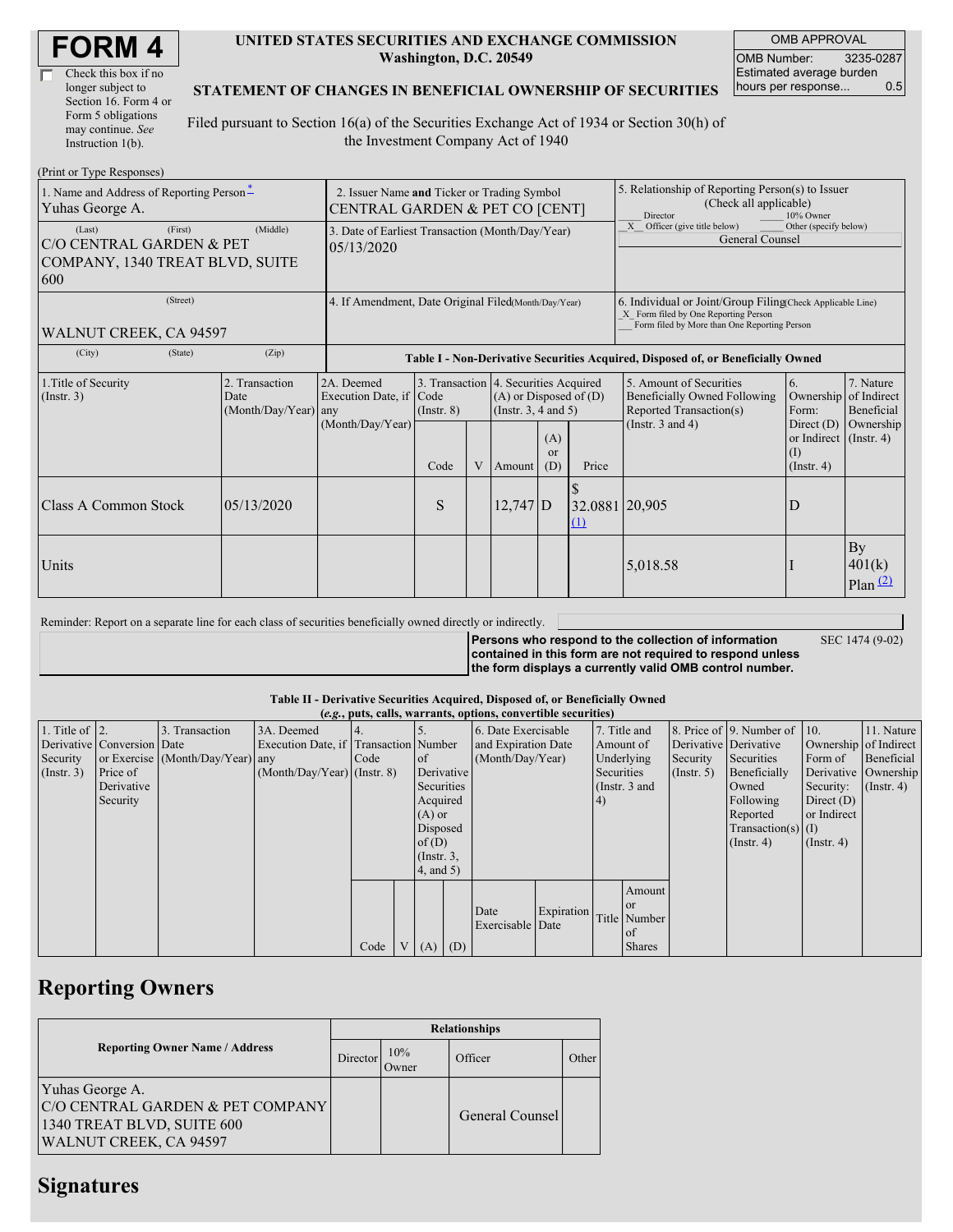# FORM 4

☐ Check this box if no longer subject to Section 16. Form 4 or Form 5 obligations may continue. *See* Instruction 1(b).

**UNITED STATES SECURITIES AND EXCHANGE COMMISSION**
**Washington, D.C. 20549**

**STATEMENT OF CHANGES IN BENEFICIAL OWNERSHIP OF SECURITIES**

Filed pursuant to Section 16(a) of the Securities Exchange Act of 1934 or Section 30(h) of the Investment Company Act of 1940

| OMB APPROVAL | |
|---|---|
| OMB Number: | 3235-0287 |
| Estimated average burden hours per response... | 0.5 |

(Print or Type Responses)

| | | |
|---|---|---|
| 1. Name and Address of Reporting Person * <br> Yuhas George A. <br> (Last) (First) (Middle) <br> C/O CENTRAL GARDEN & PET COMPANY, 1340 TREAT BLVD, SUITE 600 <br> (Street) <br> WALNUT CREEK, CA 94597 <br> (City) (State) (Zip) | 2. Issuer Name **and** Ticker or Trading Symbol <br> CENTRAL GARDEN & PET CO [CENT] <br><br> 3. Date of Earliest Transaction (Month/Day/Year) <br> 05/13/2020 <br><br> 4. If Amendment, Date Original Filed (Month/Day/Year) | 5. Relationship of Reporting Person(s) to Issuer (Check all applicable) <br> ___ Director ___ 10% Owner <br> _X_ Officer (give title below) ___ Other (specify below) <br> General Counsel <br><br> 6. Individual or Joint/Group Filing (Check Applicable Line) <br> _X_ Form filed by One Reporting Person <br> ___ Form filed by More than One Reporting Person |

**Table I - Non-Derivative Securities Acquired, Disposed of, or Beneficially Owned**

| 1.Title of Security (Instr. 3) | 2. Transaction Date (Month/Day/Year) | 2A. Deemed Execution Date, if any (Month/Day/Year) | 3. Transaction Code (Instr. 8) | | 4. Securities Acquired (A) or Disposed of (D) (Instr. 3, 4 and 5) | | | 5. Amount of Securities Beneficially Owned Following Reported Transaction(s) (Instr. 3 and 4) | 6. Ownership Form: Direct (D) or Indirect (I) (Instr. 4) | 7. Nature of Indirect Beneficial Ownership (Instr. 4) |
|---|---|---|---|---|---|---|---|---|---|---|
| | | | Code | V | Amount | (A) or (D) | Price | | | |
| Class A Common Stock | 05/13/2020 | | S | | 12,747 | D | $ 32.0881 (1) | 20,905 | D | |
| Units | | | | | | | | 5,018.58 | I | By 401(k) Plan (2) |

Reminder: Report on a separate line for each class of securities beneficially owned directly or indirectly.

**Persons who respond to the collection of information contained in this form are not required to respond unless the form displays a currently valid OMB control number.** SEC 1474 (9-02)

**Table II - Derivative Securities Acquired, Disposed of, or Beneficially Owned**
***(e.g.*, puts, calls, warrants, options, convertible securities)**

| 1. Title of Derivative Security (Instr. 3) | 2. Conversion or Exercise Price of Derivative Security | 3. Transaction Date (Month/Day/Year) | 3A. Deemed Execution Date, if any (Month/Day/Year) | 4. Transaction Code (Instr. 8) | | 5. Number of Derivative Securities Acquired (A) or Disposed of (D) (Instr. 3, 4, and 5) | | 6. Date Exercisable and Expiration Date (Month/Day/Year) | | 7. Title and Amount of Underlying Securities (Instr. 3 and 4) | | 8. Price of Derivative Security (Instr. 5) | 9. Number of Derivative Securities Beneficially Owned Following Reported Transaction(s) (Instr. 4) | 10. Ownership Form of Derivative Security: Direct (D) or Indirect (I) (Instr. 4) | 11. Nature of Indirect Beneficial Ownership (Instr. 4) |
|---|---|---|---|---|---|---|---|---|---|---|---|---|---|---|---|
| | | | | Code | V | (A) | (D) | Date Exercisable | Expiration Date | Title | Amount or Number of Shares | | | | |

## Reporting Owners

| Reporting Owner Name / Address | Relationships | | | |
|---|---|---|---|---|
| | Director | 10% Owner | Officer | Other |
| Yuhas George A.<br>C/O CENTRAL GARDEN & PET COMPANY<br>1340 TREAT BLVD, SUITE 600<br>WALNUT CREEK, CA 94597 | | | General Counsel | |

## Signatures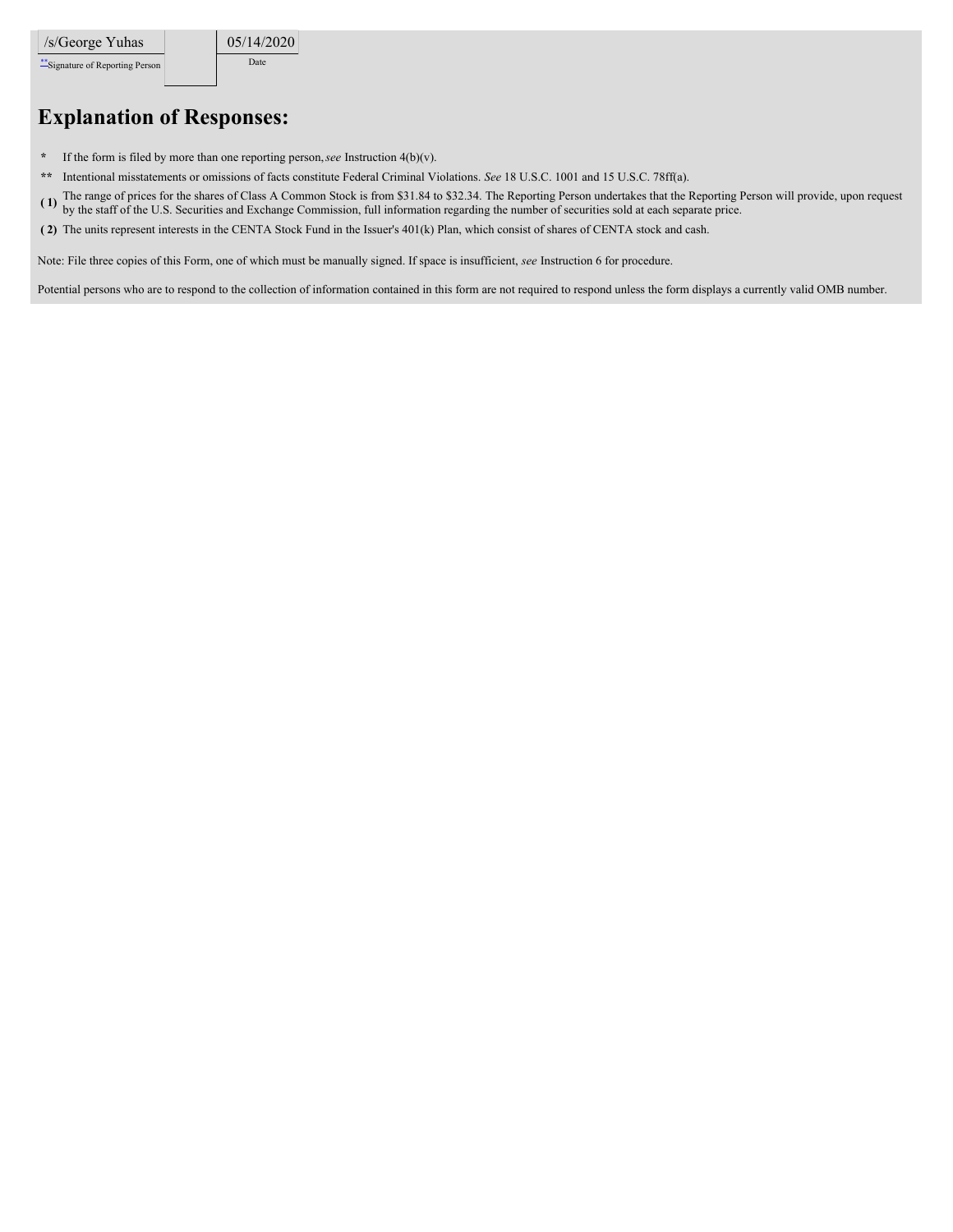| /s/George Yuhas | | 05/14/2020 |
| --- | --- | --- |
| ** Signature of Reporting Person | | Date |

# Explanation of Responses:

* If the form is filed by more than one reporting person, *see* Instruction 4(b)(v).

** Intentional misstatements or omissions of facts constitute Federal Criminal Violations. *See* 18 U.S.C. 1001 and 15 U.S.C. 78ff(a).

**( 1)** The range of prices for the shares of Class A Common Stock is from $31.84 to $32.34. The Reporting Person undertakes that the Reporting Person will provide, upon request by the staff of the U.S. Securities and Exchange Commission, full information regarding the number of securities sold at each separate price.

**( 2)** The units represent interests in the CENTA Stock Fund in the Issuer's 401(k) Plan, which consist of shares of CENTA stock and cash.

Note: File three copies of this Form, one of which must be manually signed. If space is insufficient, *see* Instruction 6 for procedure.

Potential persons who are to respond to the collection of information contained in this form are not required to respond unless the form displays a currently valid OMB number.